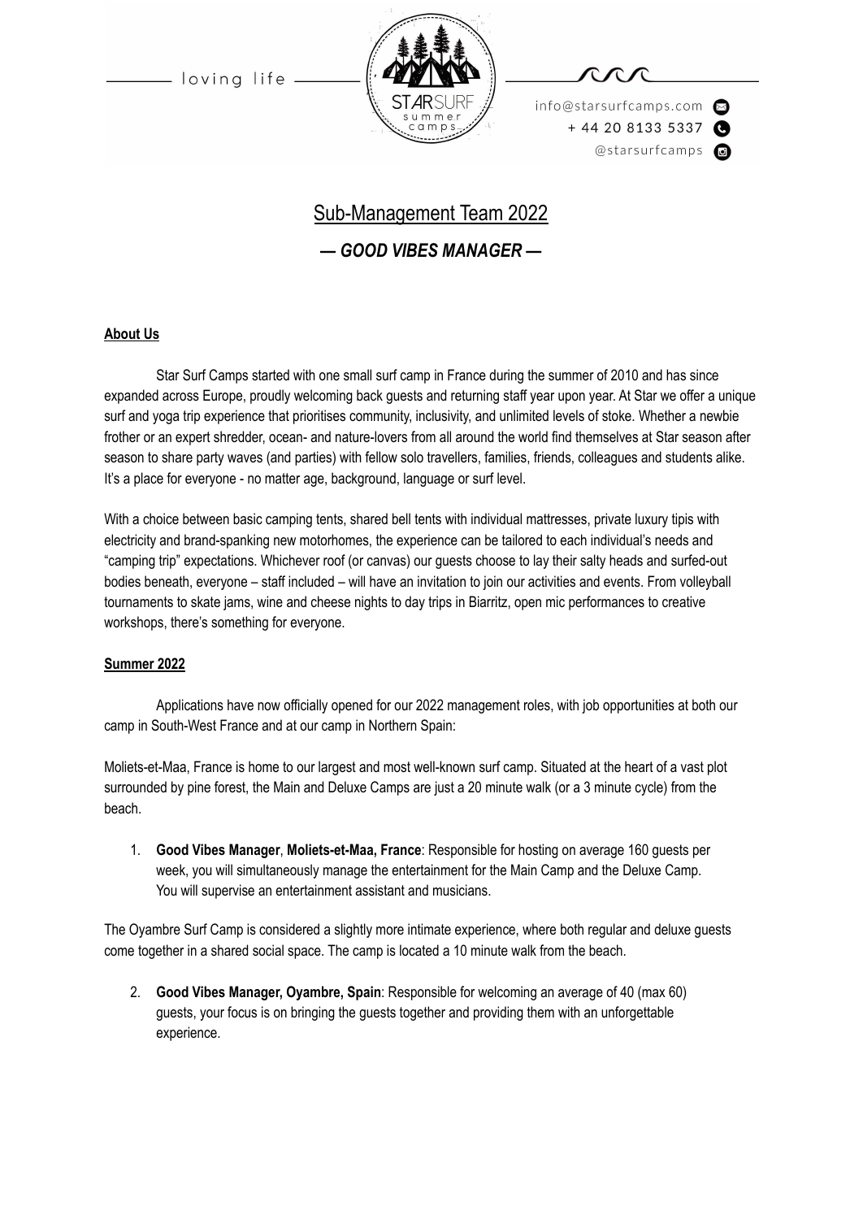loving life

STARSURF summer camps

info@starsurfcamps.com
+ 44 20 8133 5337
@starsurfcamps

# Sub-Management Team 2022

## *— GOOD VIBES MANAGER —*

### About Us

Star Surf Camps started with one small surf camp in France during the summer of 2010 and has since expanded across Europe, proudly welcoming back guests and returning staff year upon year. At Star we offer a unique surf and yoga trip experience that prioritises community, inclusivity, and unlimited levels of stoke. Whether a newbie frother or an expert shredder, ocean- and nature-lovers from all around the world find themselves at Star season after season to share party waves (and parties) with fellow solo travellers, families, friends, colleagues and students alike. It's a place for everyone - no matter age, background, language or surf level.

With a choice between basic camping tents, shared bell tents with individual mattresses, private luxury tipis with electricity and brand-spanking new motorhomes, the experience can be tailored to each individual's needs and "camping trip" expectations. Whichever roof (or canvas) our guests choose to lay their salty heads and surfed-out bodies beneath, everyone – staff included – will have an invitation to join our activities and events. From volleyball tournaments to skate jams, wine and cheese nights to day trips in Biarritz, open mic performances to creative workshops, there's something for everyone.

### Summer 2022

Applications have now officially opened for our 2022 management roles, with job opportunities at both our camp in South-West France and at our camp in Northern Spain:

Moliets-et-Maa, France is home to our largest and most well-known surf camp. Situated at the heart of a vast plot surrounded by pine forest, the Main and Deluxe Camps are just a 20 minute walk (or a 3 minute cycle) from the beach.

1. **Good Vibes Manager**, **Moliets-et-Maa, France**: Responsible for hosting on average 160 guests per week, you will simultaneously manage the entertainment for the Main Camp and the Deluxe Camp. You will supervise an entertainment assistant and musicians.

The Oyambre Surf Camp is considered a slightly more intimate experience, where both regular and deluxe guests come together in a shared social space. The camp is located a 10 minute walk from the beach.

2. **Good Vibes Manager, Oyambre, Spain**: Responsible for welcoming an average of 40 (max 60) guests, your focus is on bringing the guests together and providing them with an unforgettable experience.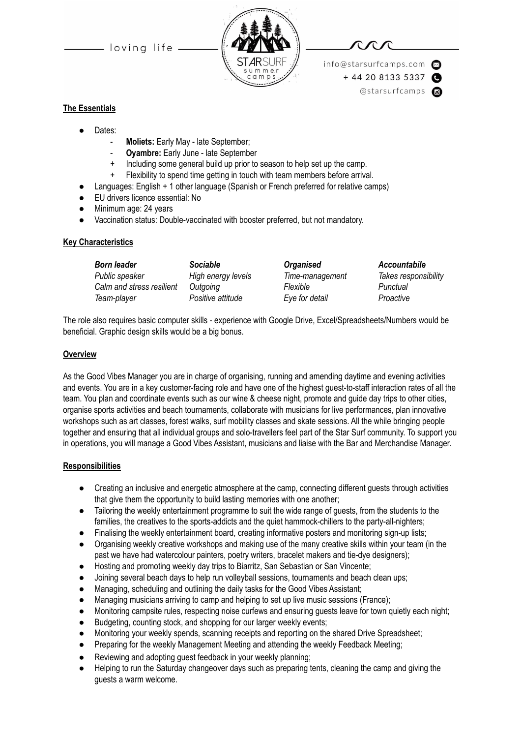**The Essentials**

- Dates:
  - **Moliets:** Early May - late September;
  - **Oyambre:** Early June - late September
  + Including some general build up prior to season to help set up the camp.
  + Flexibility to spend time getting in touch with team members before arrival.
- Languages: English + 1 other language (Spanish or French preferred for relative camps)
- EU drivers licence essential: No
- Minimum age: 24 years
- Vaccination status: Double-vaccinated with booster preferred, but not mandatory.

**Key Characteristics**

| ***Born leader*** | ***Sociable*** | ***Organised*** | ***Accountabile*** |
|---|---|---|---|
| *Public speaker* | *High energy levels* | *Time-management* | *Takes responsibility* |
| *Calm and stress resilient* | *Outgoing* | *Flexible* | *Punctual* |
| *Team-player* | *Positive attitude* | *Eye for detail* | *Proactive* |

The role also requires basic computer skills - experience with Google Drive, Excel/Spreadsheets/Numbers would be beneficial. Graphic design skills would be a big bonus.

**Overview**

As the Good Vibes Manager you are in charge of organising, running and amending daytime and evening activities and events. You are in a key customer-facing role and have one of the highest guest-to-staff interaction rates of all the team. You plan and coordinate events such as our wine & cheese night, promote and guide day trips to other cities, organise sports activities and beach tournaments, collaborate with musicians for live performances, plan innovative workshops such as art classes, forest walks, surf mobility classes and skate sessions. All the while bringing people together and ensuring that all individual groups and solo-travellers feel part of the Star Surf community. To support you in operations, you will manage a Good Vibes Assistant, musicians and liaise with the Bar and Merchandise Manager.

**Responsibilities**

- Creating an inclusive and energetic atmosphere at the camp, connecting different guests through activities that give them the opportunity to build lasting memories with one another;
- Tailoring the weekly entertainment programme to suit the wide range of guests, from the students to the families, the creatives to the sports-addicts and the quiet hammock-chillers to the party-all-nighters;
- Finalising the weekly entertainment board, creating informative posters and monitoring sign-up lists;
- Organising weekly creative workshops and making use of the many creative skills within your team (in the past we have had watercolour painters, poetry writers, bracelet makers and tie-dye designers);
- Hosting and promoting weekly day trips to Biarritz, San Sebastian or San Vincente;
- Joining several beach days to help run volleyball sessions, tournaments and beach clean ups;
- Managing, scheduling and outlining the daily tasks for the Good Vibes Assistant;
- Managing musicians arriving to camp and helping to set up live music sessions (France);
- Monitoring campsite rules, respecting noise curfews and ensuring guests leave for town quietly each night;
- Budgeting, counting stock, and shopping for our larger weekly events;
- Monitoring your weekly spends, scanning receipts and reporting on the shared Drive Spreadsheet;
- Preparing for the weekly Management Meeting and attending the weekly Feedback Meeting;
- Reviewing and adopting guest feedback in your weekly planning;
- Helping to run the Saturday changeover days such as preparing tents, cleaning the camp and giving the guests a warm welcome.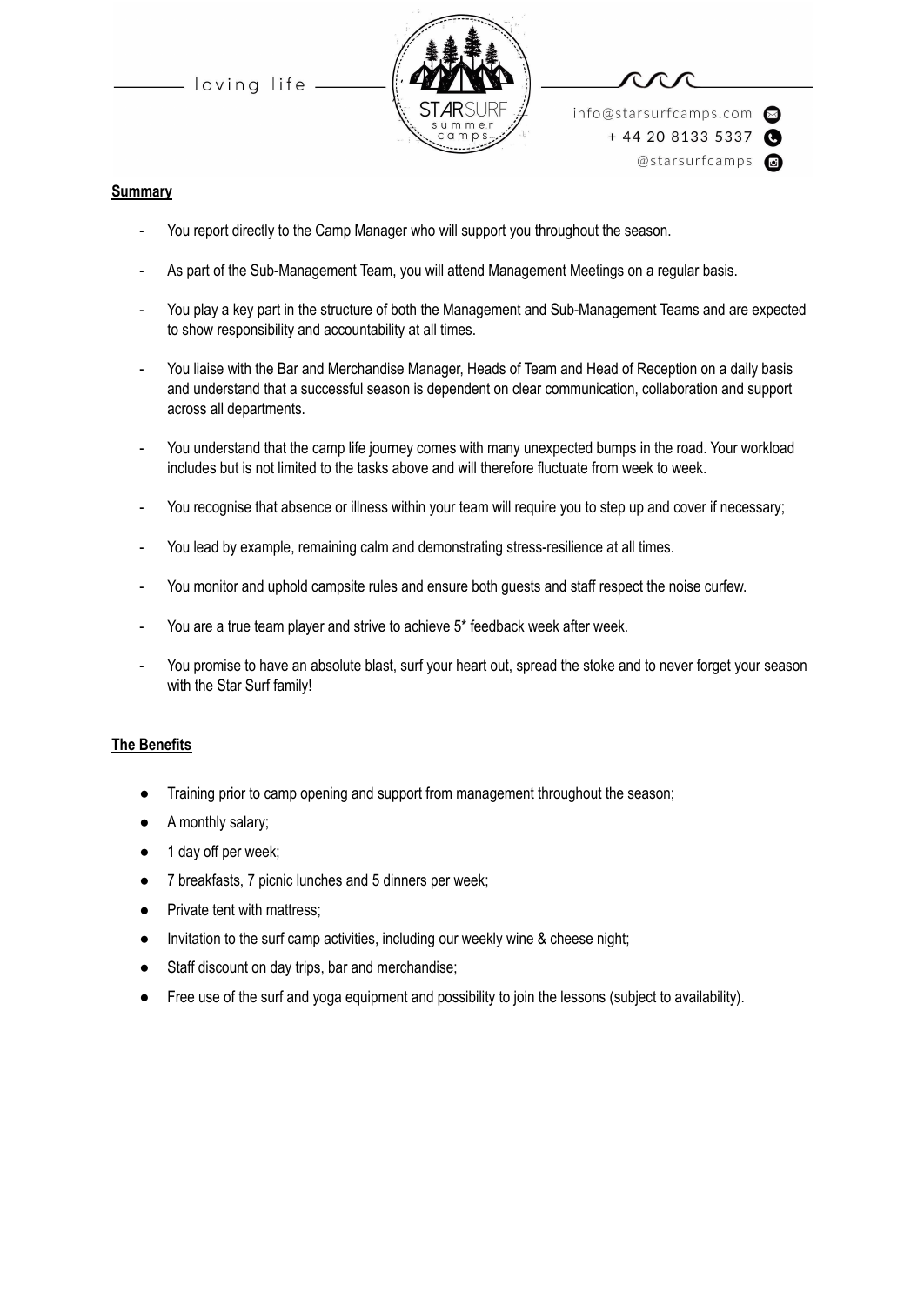## Summary

- You report directly to the Camp Manager who will support you throughout the season.
- As part of the Sub-Management Team, you will attend Management Meetings on a regular basis.
- You play a key part in the structure of both the Management and Sub-Management Teams and are expected to show responsibility and accountability at all times.
- You liaise with the Bar and Merchandise Manager, Heads of Team and Head of Reception on a daily basis and understand that a successful season is dependent on clear communication, collaboration and support across all departments.
- You understand that the camp life journey comes with many unexpected bumps in the road. Your workload includes but is not limited to the tasks above and will therefore fluctuate from week to week.
- You recognise that absence or illness within your team will require you to step up and cover if necessary;
- You lead by example, remaining calm and demonstrating stress-resilience at all times.
- You monitor and uphold campsite rules and ensure both guests and staff respect the noise curfew.
- You are a true team player and strive to achieve 5* feedback week after week.
- You promise to have an absolute blast, surf your heart out, spread the stoke and to never forget your season with the Star Surf family!

## The Benefits

- Training prior to camp opening and support from management throughout the season;
- A monthly salary;
- 1 day off per week;
- 7 breakfasts, 7 picnic lunches and 5 dinners per week;
- Private tent with mattress;
- Invitation to the surf camp activities, including our weekly wine & cheese night;
- Staff discount on day trips, bar and merchandise;
- Free use of the surf and yoga equipment and possibility to join the lessons (subject to availability).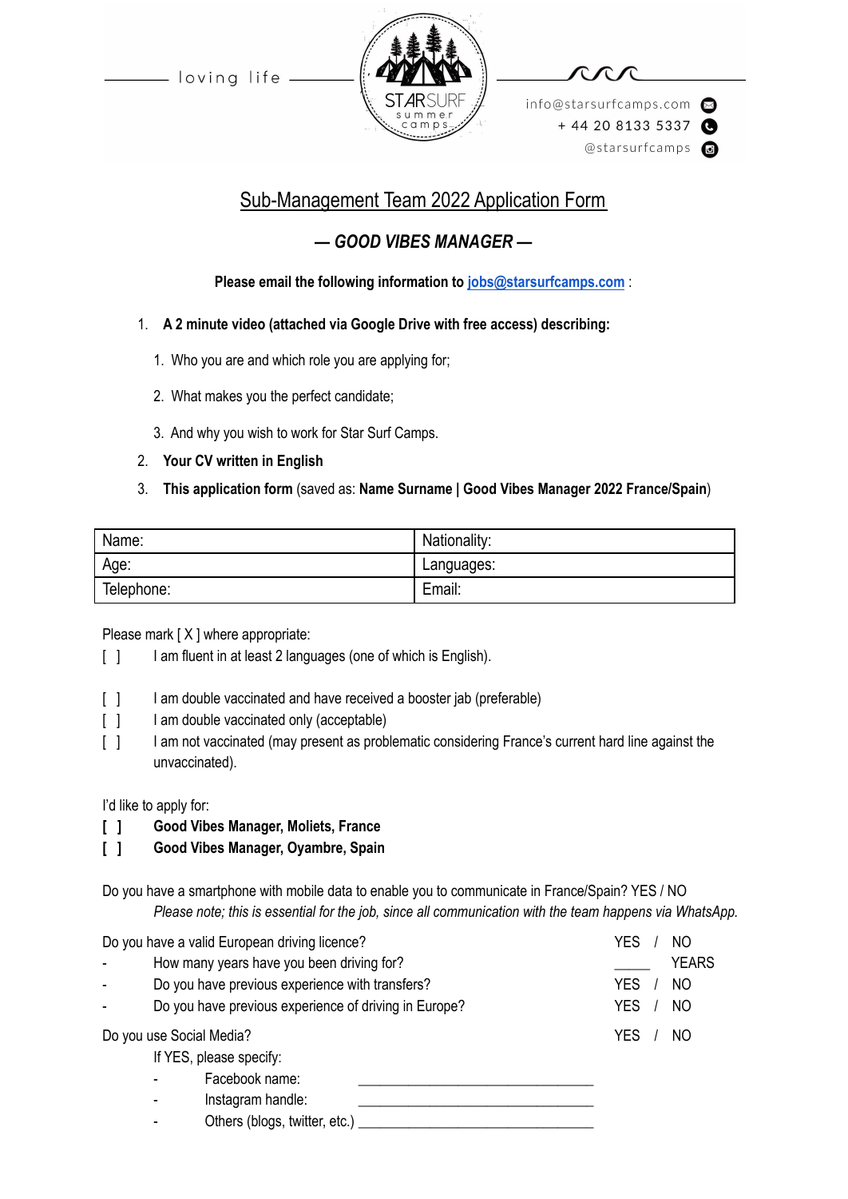loving life

info@starsurfcamps.com
+ 44 20 8133 5337
@starsurfcamps

## Sub-Management Team 2022 Application Form

### *— GOOD VIBES MANAGER —*

**Please email the following information to [jobs@starsurfcamps.com](mailto:jobs@starsurfcamps.com) :**

1. **A 2 minute video (attached via Google Drive with free access) describing:**
   1. Who you are and which role you are applying for;
   2. What makes you the perfect candidate;
   3. And why you wish to work for Star Surf Camps.
2. **Your CV written in English**
3. **This application form** (saved as: **Name Surname | Good Vibes Manager 2022 France/Spain**)

| Name: | Nationality: |
|---|---|
| Age: | Languages: |
| Telephone: | Email: |

Please mark [ X ] where appropriate:

[ ] I am fluent in at least 2 languages (one of which is English).

[ ] I am double vaccinated and have received a booster jab (preferable)
[ ] I am double vaccinated only (acceptable)
[ ] I am not vaccinated (may present as problematic considering France's current hard line against the unvaccinated).

I'd like to apply for:
**[ ] Good Vibes Manager, Moliets, France**
**[ ] Good Vibes Manager, Oyambre, Spain**

Do you have a smartphone with mobile data to enable you to communicate in France/Spain? YES / NO
*Please note; this is essential for the job, since all communication with the team happens via WhatsApp.*

Do you have a valid European driving licence? YES / NO
- How many years have you been driving for? _____ YEARS
- Do you have previous experience with transfers? YES / NO
- Do you have previous experience of driving in Europe? YES / NO

Do you use Social Media? YES / NO

If YES, please specify:
- Facebook name: ______________________________
- Instagram handle: ______________________________
- Others (blogs, twitter, etc.) ______________________________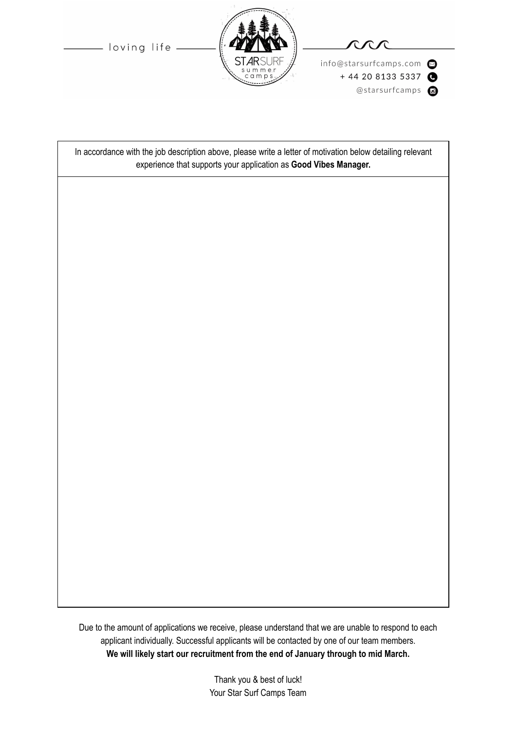loving life

STARSURF summer camps

info@starsurfcamps.com

+ 44 20 8133 5337

@starsurfcamps

| In accordance with the job description above, please write a letter of motivation below detailing relevant experience that supports your application as **Good Vibes Manager.** |
| --- |
| |

Due to the amount of applications we receive, please understand that we are unable to respond to each applicant individually. Successful applicants will be contacted by one of our team members.
**We will likely start our recruitment from the end of January through to mid March.**

Thank you & best of luck!
Your Star Surf Camps Team